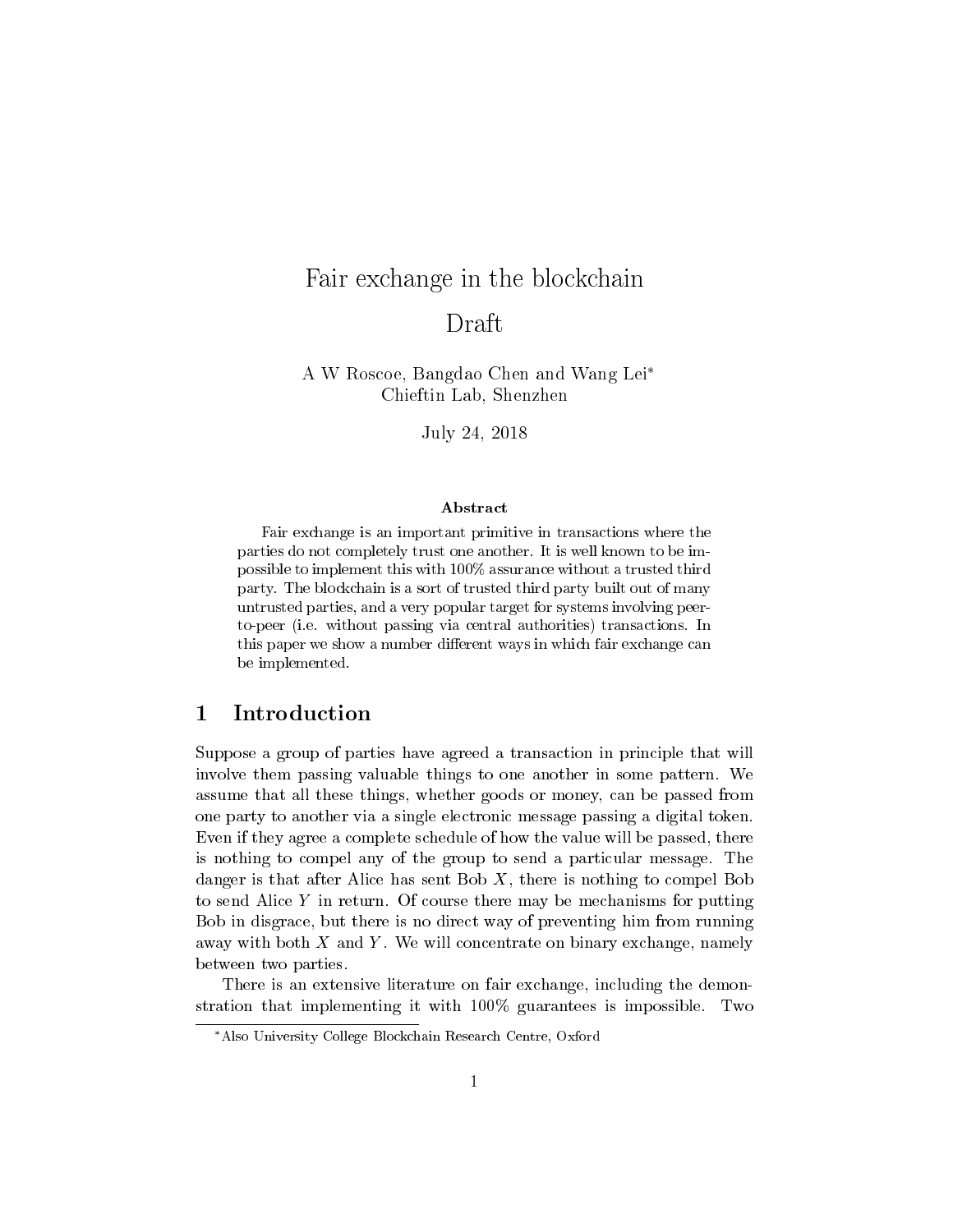# Fair exchange in the blockchain

## Draft

A W Roscoe, Bangdao Chen and Wang Lei*
Chieftin Lab, Shenzhen

July 24, 2018

### Abstract

Fair exchange is an important primitive in transactions where the parties do not completely trust one another. It is well known to be impossible to implement this with 100% assurance without a trusted third party. The blockchain is a sort of trusted third party built out of many untrusted parties, and a very popular target for systems involving peer-to-peer (i.e. without passing via central authorities) transactions. In this paper we show a number different ways in which fair exchange can be implemented.

## 1 Introduction

Suppose a group of parties have agreed a transaction in principle that will involve them passing valuable things to one another in some pattern. We assume that all these things, whether goods or money, can be passed from one party to another via a single electronic message passing a digital token. Even if they agree a complete schedule of how the value will be passed, there is nothing to compel any of the group to send a particular message. The danger is that after Alice has sent Bob $X$, there is nothing to compel Bob to send Alice $Y$ in return. Of course there may be mechanisms for putting Bob in disgrace, but there is no direct way of preventing him from running away with both $X$ and $Y$. We will concentrate on binary exchange, namely between two parties.

There is an extensive literature on fair exchange, including the demonstration that implementing it with 100% guarantees is impossible. Two

*Also University College Blockchain Research Centre, Oxford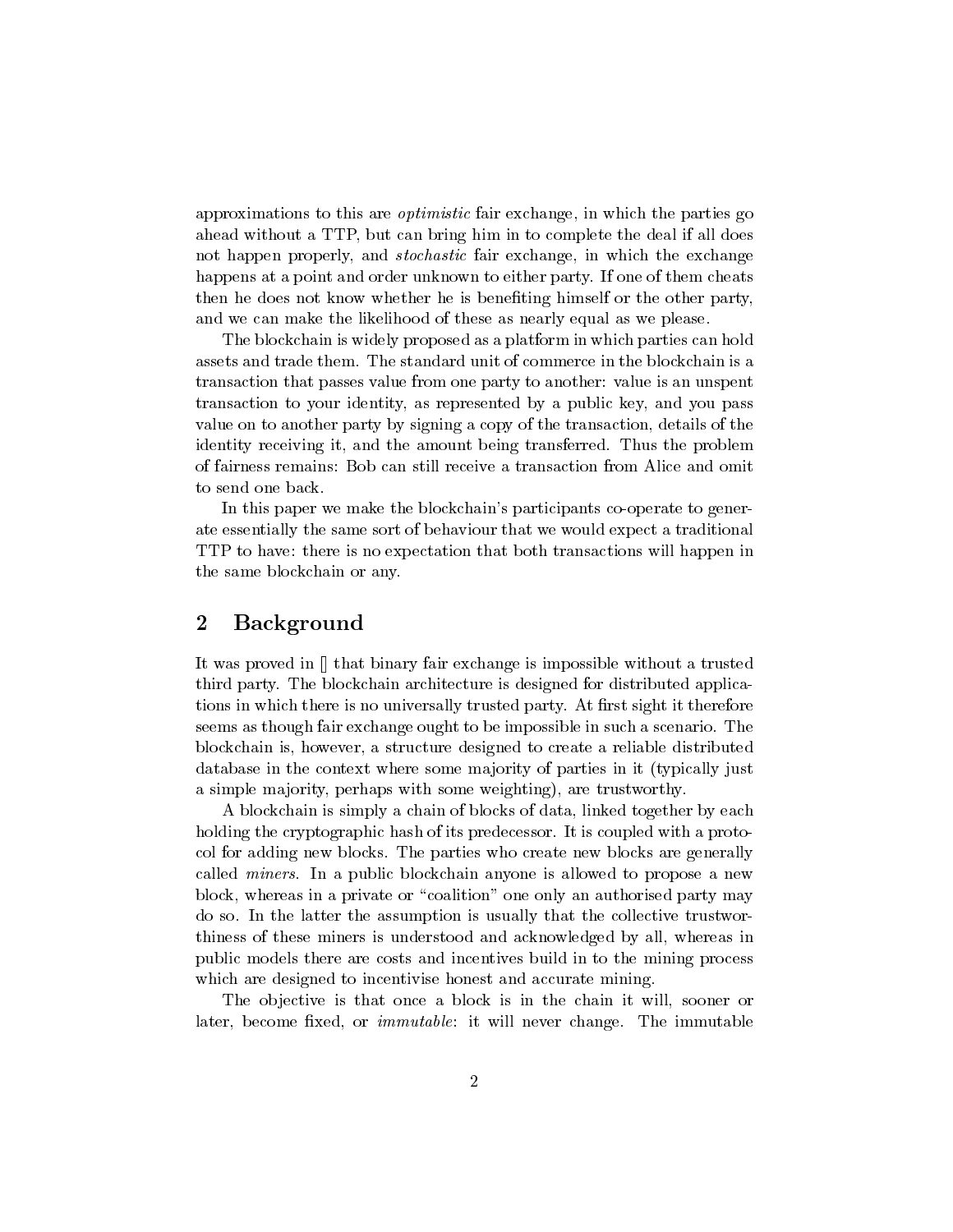approximations to this are *optimistic* fair exchange, in which the parties go ahead without a TTP, but can bring him in to complete the deal if all does not happen properly, and *stochastic* fair exchange, in which the exchange happens at a point and order unknown to either party. If one of them cheats then he does not know whether he is benefiting himself or the other party, and we can make the likelihood of these as nearly equal as we please.

The blockchain is widely proposed as a platform in which parties can hold assets and trade them. The standard unit of commerce in the blockchain is a transaction that passes value from one party to another: value is an unspent transaction to your identity, as represented by a public key, and you pass value on to another party by signing a copy of the transaction, details of the identity receiving it, and the amount being transferred. Thus the problem of fairness remains: Bob can still receive a transaction from Alice and omit to send one back.

In this paper we make the blockchain's participants co-operate to generate essentially the same sort of behaviour that we would expect a traditional TTP to have: there is no expectation that both transactions will happen in the same blockchain or any.

## 2 Background

It was proved in [] that binary fair exchange is impossible without a trusted third party. The blockchain architecture is designed for distributed applications in which there is no universally trusted party. At first sight it therefore seems as though fair exchange ought to be impossible in such a scenario. The blockchain is, however, a structure designed to create a reliable distributed database in the context where some majority of parties in it (typically just a simple majority, perhaps with some weighting), are trustworthy.

A blockchain is simply a chain of blocks of data, linked together by each holding the cryptographic hash of its predecessor. It is coupled with a protocol for adding new blocks. The parties who create new blocks are generally called *miners*. In a public blockchain anyone is allowed to propose a new block, whereas in a private or "coalition" one only an authorised party may do so. In the latter the assumption is usually that the collective trustworthiness of these miners is understood and acknowledged by all, whereas in public models there are costs and incentives build in to the mining process which are designed to incentivise honest and accurate mining.

The objective is that once a block is in the chain it will, sooner or later, become fixed, or *immutable*: it will never change. The immutable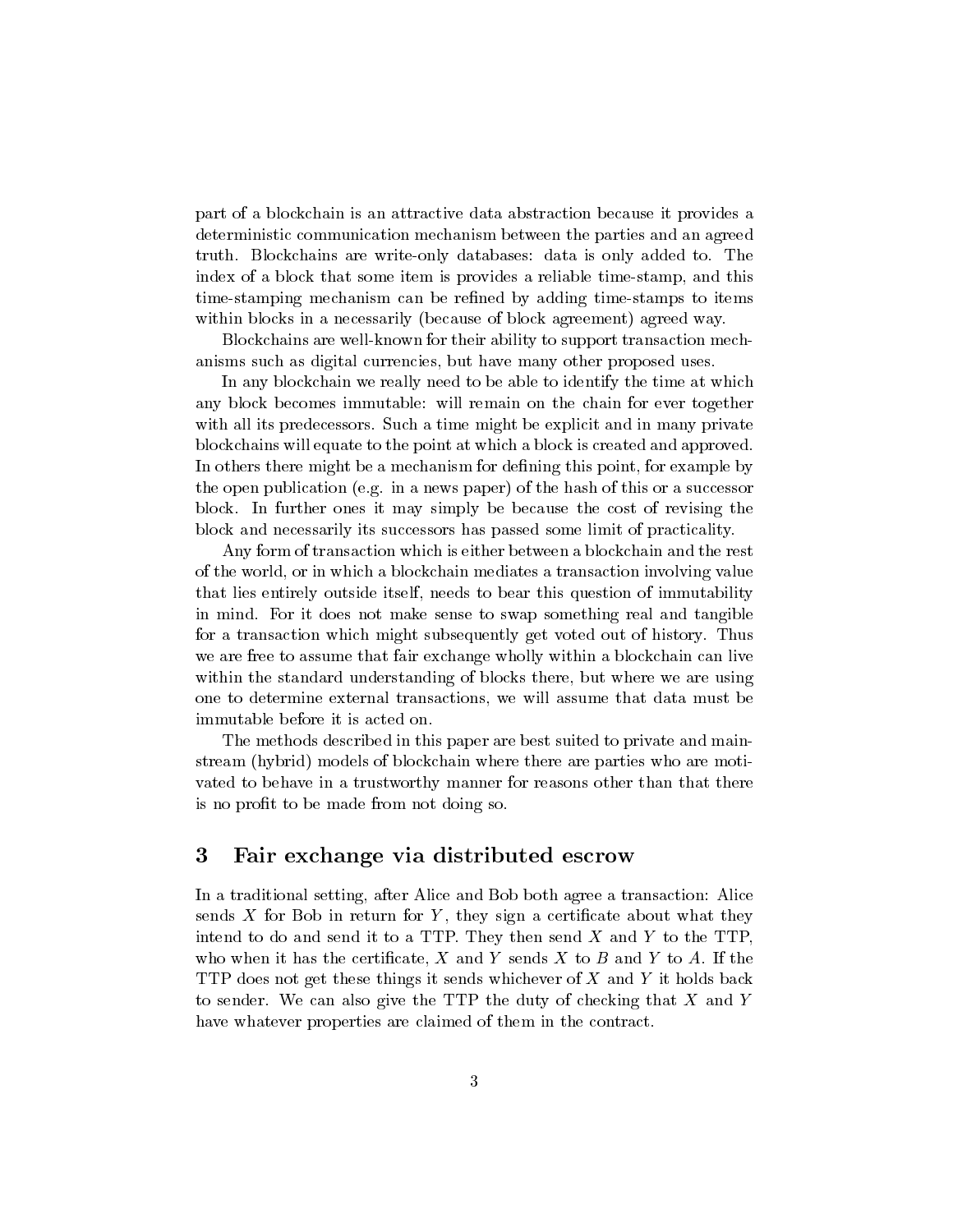part of a blockchain is an attractive data abstraction because it provides a deterministic communication mechanism between the parties and an agreed truth. Blockchains are write-only databases: data is only added to. The index of a block that some item is provides a reliable time-stamp, and this time-stamping mechanism can be refined by adding time-stamps to items within blocks in a necessarily (because of block agreement) agreed way.

Blockchains are well-known for their ability to support transaction mechanisms such as digital currencies, but have many other proposed uses.

In any blockchain we really need to be able to identify the time at which any block becomes immutable: will remain on the chain for ever together with all its predecessors. Such a time might be explicit and in many private blockchains will equate to the point at which a block is created and approved. In others there might be a mechanism for defining this point, for example by the open publication (e.g. in a news paper) of the hash of this or a successor block. In further ones it may simply be because the cost of revising the block and necessarily its successors has passed some limit of practicality.

Any form of transaction which is either between a blockchain and the rest of the world, or in which a blockchain mediates a transaction involving value that lies entirely outside itself, needs to bear this question of immutability in mind. For it does not make sense to swap something real and tangible for a transaction which might subsequently get voted out of history. Thus we are free to assume that fair exchange wholly within a blockchain can live within the standard understanding of blocks there, but where we are using one to determine external transactions, we will assume that data must be immutable before it is acted on.

The methods described in this paper are best suited to private and mainstream (hybrid) models of blockchain where there are parties who are motivated to behave in a trustworthy manner for reasons other than that there is no profit to be made from not doing so.

## 3 Fair exchange via distributed escrow

In a traditional setting, after Alice and Bob both agree a transaction: Alice sends $X$ for Bob in return for $Y$, they sign a certificate about what they intend to do and send it to a TTP. They then send $X$ and $Y$ to the TTP, who when it has the certificate, $X$ and $Y$ sends $X$ to $B$ and $Y$ to $A$. If the TTP does not get these things it sends whichever of $X$ and $Y$ it holds back to sender. We can also give the TTP the duty of checking that $X$ and $Y$ have whatever properties are claimed of them in the contract.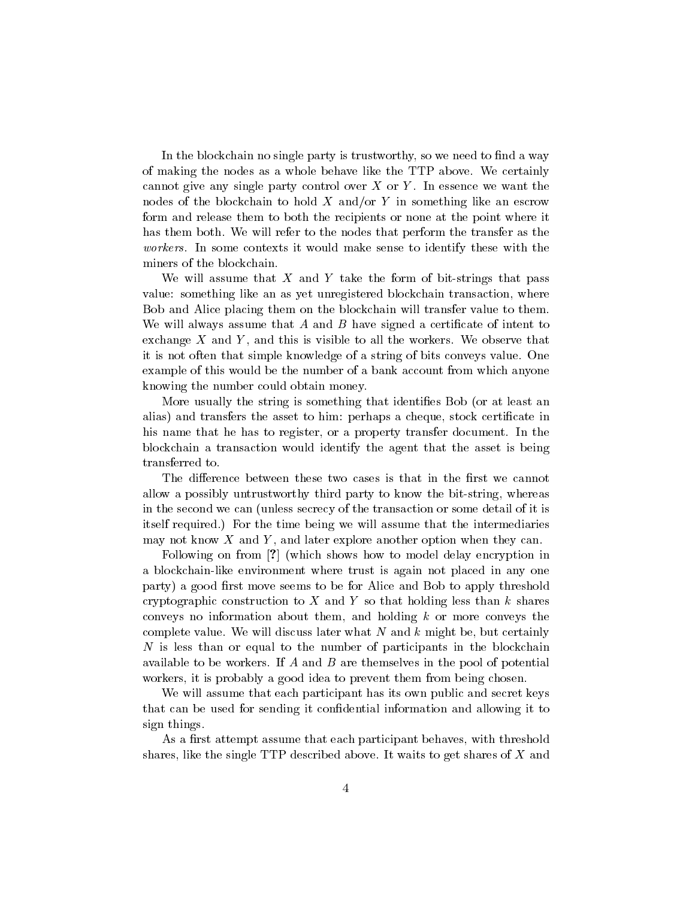In the blockchain no single party is trustworthy, so we need to find a way of making the nodes as a whole behave like the TTP above. We certainly cannot give any single party control over $X$ or $Y$. In essence we want the nodes of the blockchain to hold $X$ and/or $Y$ in something like an escrow form and release them to both the recipients or none at the point where it has them both. We will refer to the nodes that perform the transfer as the *workers*. In some contexts it would make sense to identify these with the miners of the blockchain.

We will assume that $X$ and $Y$ take the form of bit-strings that pass value: something like an as yet unregistered blockchain transaction, where Bob and Alice placing them on the blockchain will transfer value to them. We will always assume that $A$ and $B$ have signed a certificate of intent to exchange $X$ and $Y$, and this is visible to all the workers. We observe that it is not often that simple knowledge of a string of bits conveys value. One example of this would be the number of a bank account from which anyone knowing the number could obtain money.

More usually the string is something that identifies Bob (or at least an alias) and transfers the asset to him: perhaps a cheque, stock certificate in his name that he has to register, or a property transfer document. In the blockchain a transaction would identify the agent that the asset is being transferred to.

The difference between these two cases is that in the first we cannot allow a possibly untrustworthy third party to know the bit-string, whereas in the second we can (unless secrecy of the transaction or some detail of it is itself required.) For the time being we will assume that the intermediaries may not know $X$ and $Y$, and later explore another option when they can.

Following on from [?] (which shows how to model delay encryption in a blockchain-like environment where trust is again not placed in any one party) a good first move seems to be for Alice and Bob to apply threshold cryptographic construction to $X$ and $Y$ so that holding less than $k$ shares conveys no information about them, and holding $k$ or more conveys the complete value. We will discuss later what $N$ and $k$ might be, but certainly $N$ is less than or equal to the number of participants in the blockchain available to be workers. If $A$ and $B$ are themselves in the pool of potential workers, it is probably a good idea to prevent them from being chosen.

We will assume that each participant has its own public and secret keys that can be used for sending it confidential information and allowing it to sign things.

As a first attempt assume that each participant behaves, with threshold shares, like the single TTP described above. It waits to get shares of $X$ and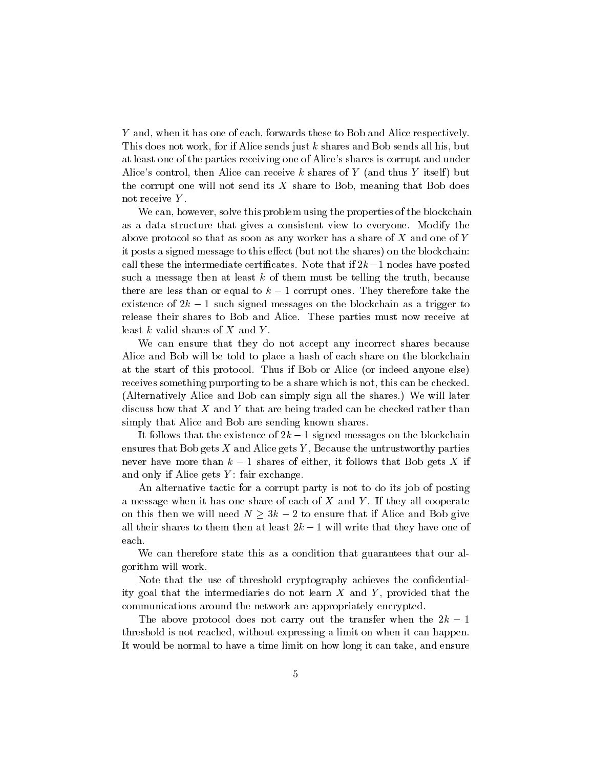$Y$ and, when it has one of each, forwards these to Bob and Alice respectively. This does not work, for if Alice sends just $k$ shares and Bob sends all his, but at least one of the parties receiving one of Alice's shares is corrupt and under Alice's control, then Alice can receive $k$ shares of $Y$ (and thus $Y$ itself) but the corrupt one will not send its $X$ share to Bob, meaning that Bob does not receive $Y$.

We can, however, solve this problem using the properties of the blockchain as a data structure that gives a consistent view to everyone. Modify the above protocol so that as soon as any worker has a share of $X$ and one of $Y$ it posts a signed message to this effect (but not the shares) on the blockchain: call these the intermediate certificates. Note that if $2k-1$ nodes have posted such a message then at least $k$ of them must be telling the truth, because there are less than or equal to $k-1$ corrupt ones. They therefore take the existence of $2k-1$ such signed messages on the blockchain as a trigger to release their shares to Bob and Alice. These parties must now receive at least $k$ valid shares of $X$ and $Y$.

We can ensure that they do not accept any incorrect shares because Alice and Bob will be told to place a hash of each share on the blockchain at the start of this protocol. Thus if Bob or Alice (or indeed anyone else) receives something purporting to be a share which is not, this can be checked. (Alternatively Alice and Bob can simply sign all the shares.) We will later discuss how that $X$ and $Y$ that are being traded can be checked rather than simply that Alice and Bob are sending known shares.

It follows that the existence of $2k-1$ signed messages on the blockchain ensures that Bob gets $X$ and Alice gets $Y$, Because the untrustworthy parties never have more than $k-1$ shares of either, it follows that Bob gets $X$ if and only if Alice gets $Y$: fair exchange.

An alternative tactic for a corrupt party is not to do its job of posting a message when it has one share of each of $X$ and $Y$. If they all cooperate on this then we will need $N \geq 3k-2$ to ensure that if Alice and Bob give all their shares to them then at least $2k-1$ will write that they have one of each.

We can therefore state this as a condition that guarantees that our algorithm will work.

Note that the use of threshold cryptography achieves the confidentiality goal that the intermediaries do not learn $X$ and $Y$, provided that the communications around the network are appropriately encrypted.

The above protocol does not carry out the transfer when the $2k-1$ threshold is not reached, without expressing a limit on when it can happen. It would be normal to have a time limit on how long it can take, and ensure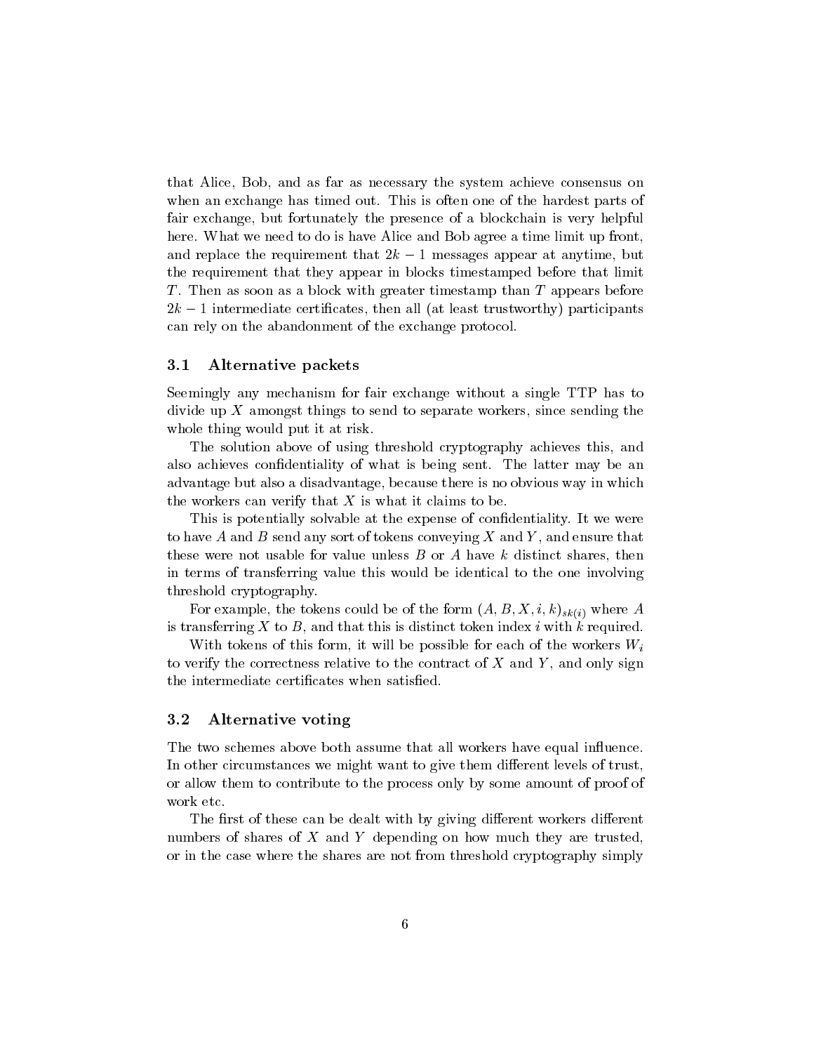that Alice, Bob, and as far as necessary the system achieve consensus on when an exchange has timed out. This is often one of the hardest parts of fair exchange, but fortunately the presence of a blockchain is very helpful here. What we need to do is have Alice and Bob agree a time limit up front, and replace the requirement that $2k-1$ messages appear at anytime, but the requirement that they appear in blocks timestamped before that limit $T$. Then as soon as a block with greater timestamp than $T$ appears before $2k-1$ intermediate certificates, then all (at least trustworthy) participants can rely on the abandonment of the exchange protocol.

### 3.1 Alternative packets

Seemingly any mechanism for fair exchange without a single TTP has to divide up $X$ amongst things to send to separate workers, since sending the whole thing would put it at risk.

The solution above of using threshold cryptography achieves this, and also achieves confidentiality of what is being sent. The latter may be an advantage but also a disadvantage, because there is no obvious way in which the workers can verify that $X$ is what it claims to be.

This is potentially solvable at the expense of confidentiality. It we were to have $A$ and $B$ send any sort of tokens conveying $X$ and $Y$, and ensure that these were not usable for value unless $B$ or $A$ have $k$ distinct shares, then in terms of transferring value this would be identical to the one involving threshold cryptography.

For example, the tokens could be of the form $(A, B, X, i, k)_{sk(i)}$ where $A$ is transferring $X$ to $B$, and that this is distinct token index $i$ with $k$ required.

With tokens of this form, it will be possible for each of the workers $W_i$ to verify the correctness relative to the contract of $X$ and $Y$, and only sign the intermediate certificates when satisfied.

### 3.2 Alternative voting

The two schemes above both assume that all workers have equal influence. In other circumstances we might want to give them different levels of trust, or allow them to contribute to the process only by some amount of proof of work etc.

The first of these can be dealt with by giving different workers different numbers of shares of $X$ and $Y$ depending on how much they are trusted, or in the case where the shares are not from threshold cryptography simply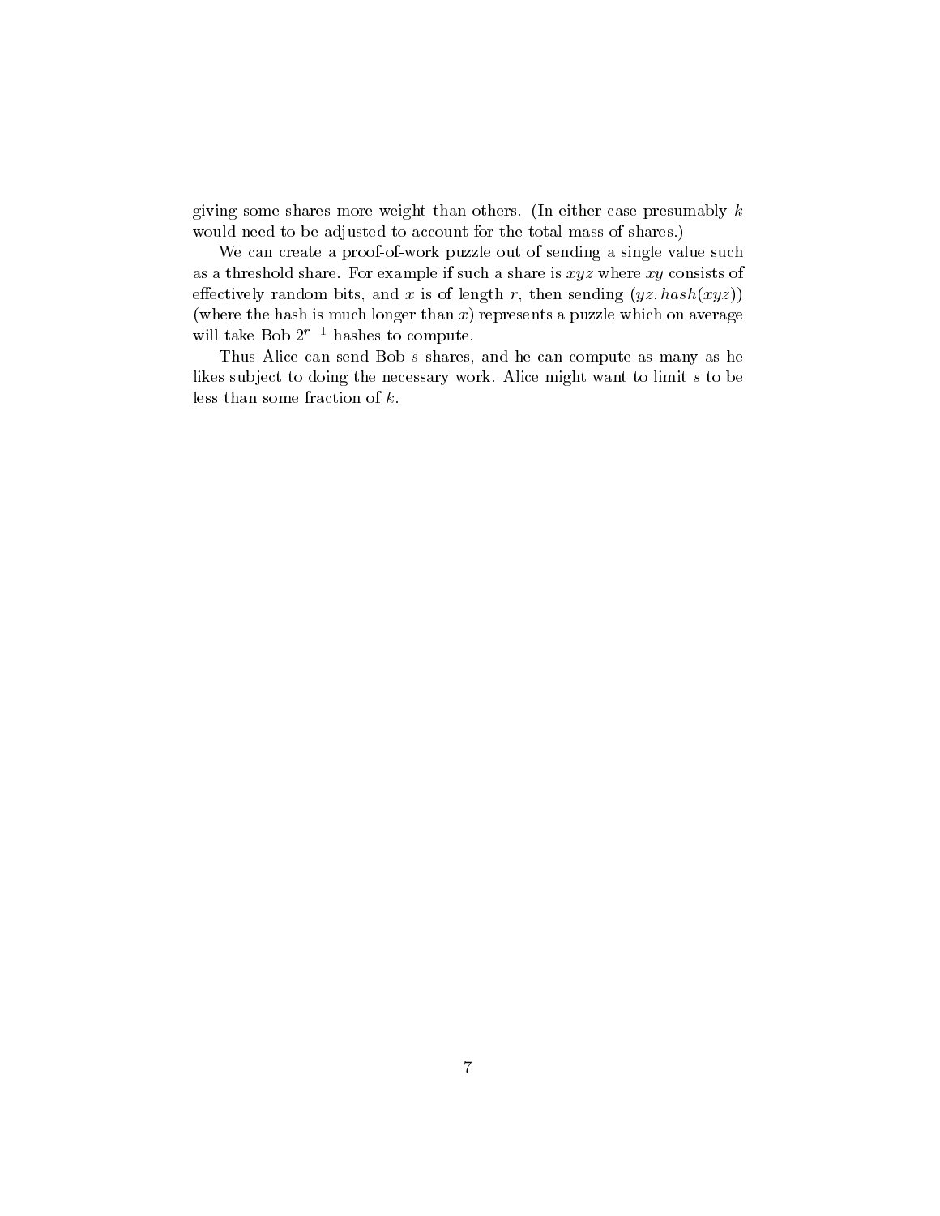giving some shares more weight than others. (In either case presumably $k$ would need to be adjusted to account for the total mass of shares.)

We can create a proof-of-work puzzle out of sending a single value such as a threshold share. For example if such a share is $xyz$ where $xy$ consists of effectively random bits, and $x$ is of length $r$, then sending $(yz, hash(xyz))$ (where the hash is much longer than $x$) represents a puzzle which on average will take Bob $2^{r-1}$ hashes to compute.

Thus Alice can send Bob $s$ shares, and he can compute as many as he likes subject to doing the necessary work. Alice might want to limit $s$ to be less than some fraction of $k$.